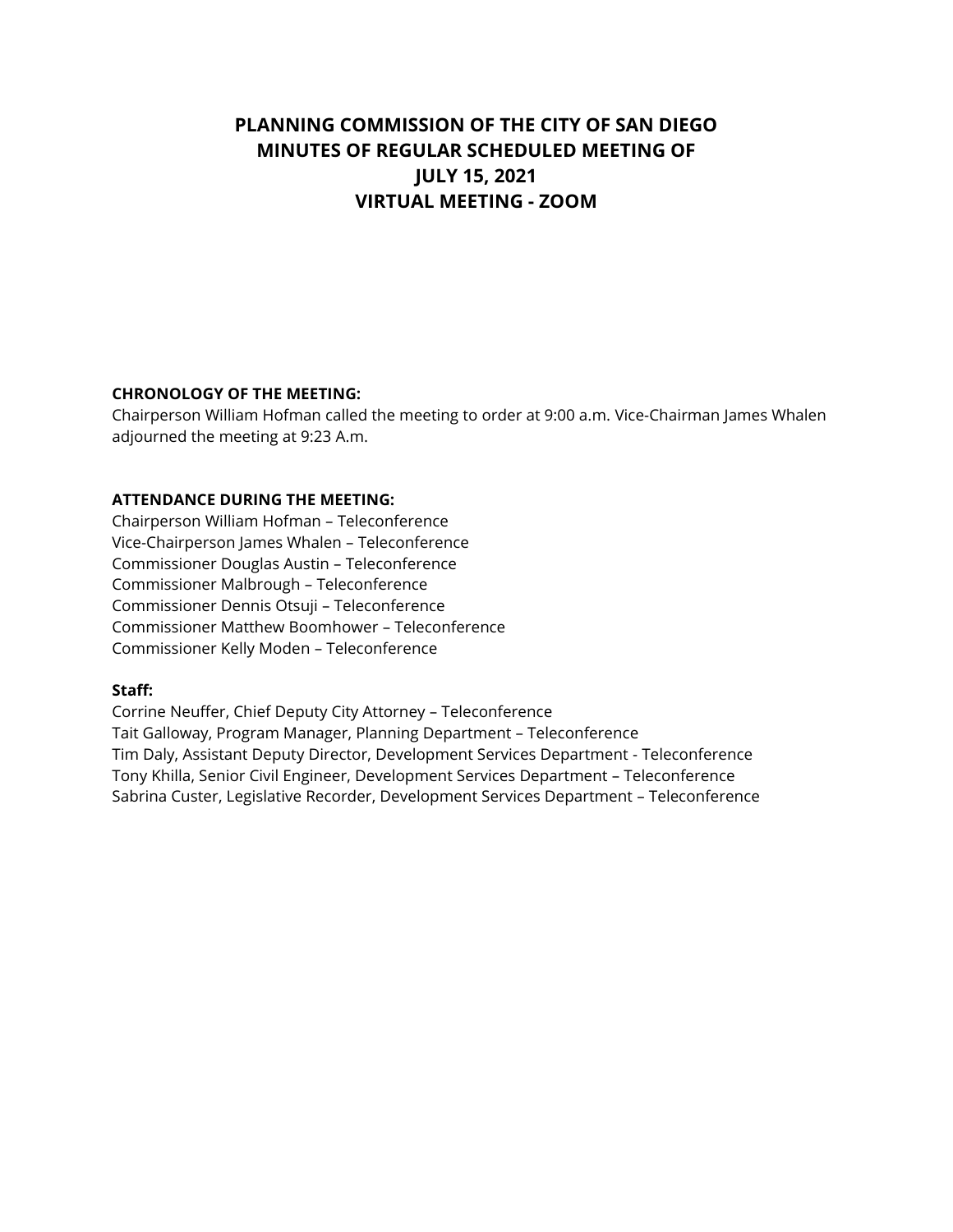# PLANNING COMMISSION OF THE CITY OF SAN DIEGO
# MINUTES OF REGULAR SCHEDULED MEETING OF
# JULY 15, 2021
# VIRTUAL MEETING - ZOOM

**CHRONOLOGY OF THE MEETING:**

Chairperson William Hofman called the meeting to order at 9:00 a.m. Vice-Chairman James Whalen adjourned the meeting at 9:23 A.m.

**ATTENDANCE DURING THE MEETING:**

Chairperson William Hofman – Teleconference
Vice-Chairperson James Whalen – Teleconference
Commissioner Douglas Austin – Teleconference
Commissioner Malbrough – Teleconference
Commissioner Dennis Otsuji – Teleconference
Commissioner Matthew Boomhower – Teleconference
Commissioner Kelly Moden – Teleconference

**Staff:**

Corrine Neuffer, Chief Deputy City Attorney – Teleconference
Tait Galloway, Program Manager, Planning Department – Teleconference
Tim Daly, Assistant Deputy Director, Development Services Department - Teleconference
Tony Khilla, Senior Civil Engineer, Development Services Department – Teleconference
Sabrina Custer, Legislative Recorder, Development Services Department – Teleconference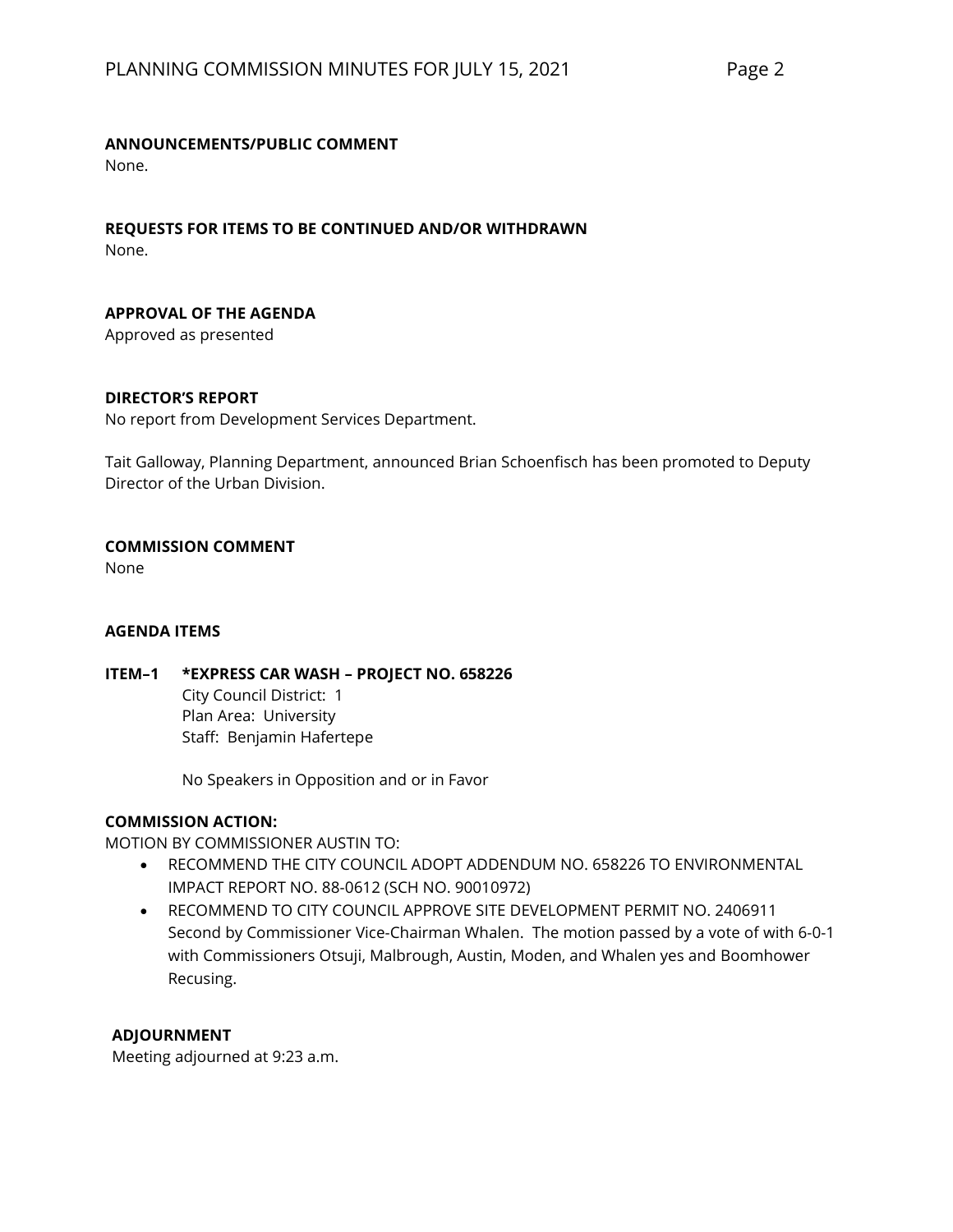**ANNOUNCEMENTS/PUBLIC COMMENT**

None.

**REQUESTS FOR ITEMS TO BE CONTINUED AND/OR WITHDRAWN**

None.

**APPROVAL OF THE AGENDA**

Approved as presented

**DIRECTOR'S REPORT**

No report from Development Services Department.

Tait Galloway, Planning Department, announced Brian Schoenfisch has been promoted to Deputy Director of the Urban Division.

**COMMISSION COMMENT**

None

**AGENDA ITEMS**

**ITEM–1 *EXPRESS CAR WASH – PROJECT NO. 658226**

City Council District: 1
Plan Area: University
Staff: Benjamin Hafertepe

No Speakers in Opposition and or in Favor

**COMMISSION ACTION:**

MOTION BY COMMISSIONER AUSTIN TO:

- RECOMMEND THE CITY COUNCIL ADOPT ADDENDUM NO. 658226 TO ENVIRONMENTAL IMPACT REPORT NO. 88-0612 (SCH NO. 90010972)
- RECOMMEND TO CITY COUNCIL APPROVE SITE DEVELOPMENT PERMIT NO. 2406911 Second by Commissioner Vice-Chairman Whalen. The motion passed by a vote of with 6-0-1 with Commissioners Otsuji, Malbrough, Austin, Moden, and Whalen yes and Boomhower Recusing.

**ADJOURNMENT**

Meeting adjourned at 9:23 a.m.